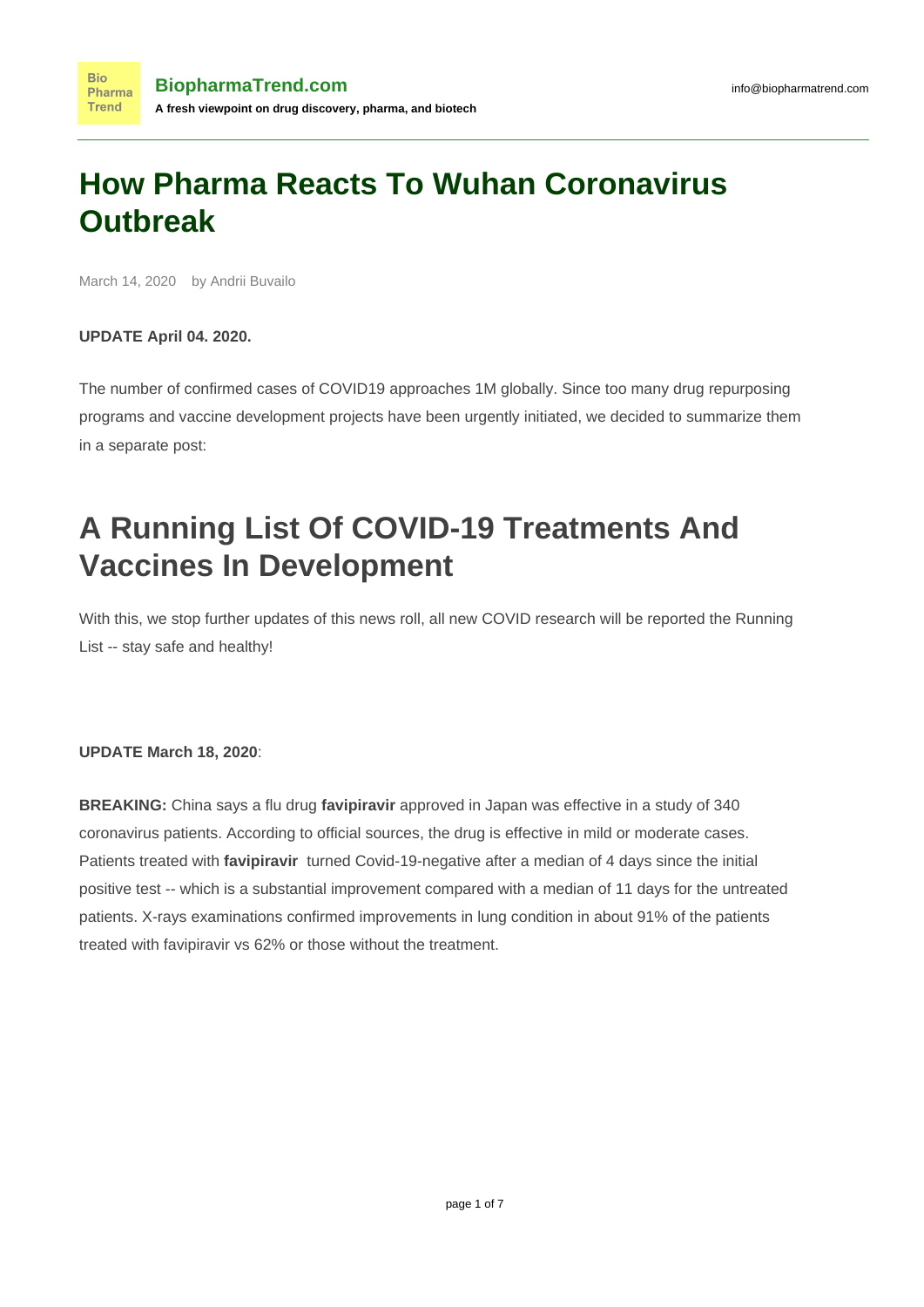# How Pharma Reacts To Wuhan Coronavirus Outbreak

March 14, 2020 by Andrii Buvailo

**UPDATE April 04. 2020.**

The number of confirmed cases of COVID19 approaches 1M globally. Since too many drug repurposing programs and vaccine development projects have been urgently initiated, we decided to summarize them in a separate post:

## A Running List Of COVID-19 Treatments And Vaccines In Development

With this, we stop further updates of this news roll, all new COVID research will be reported the Running List -- stay safe and healthy!

**UPDATE March 18, 2020**:

**BREAKING:** China says a flu drug **favipiravir** approved in Japan was effective in a study of 340 coronavirus patients. According to official sources, the drug is effective in mild or moderate cases. Patients treated with **favipiravir** turned Covid-19-negative after a median of 4 days since the initial positive test -- which is a substantial improvement compared with a median of 11 days for the untreated patients. X-rays examinations confirmed improvements in lung condition in about 91% of the patients treated with favipiravir vs 62% or those without the treatment.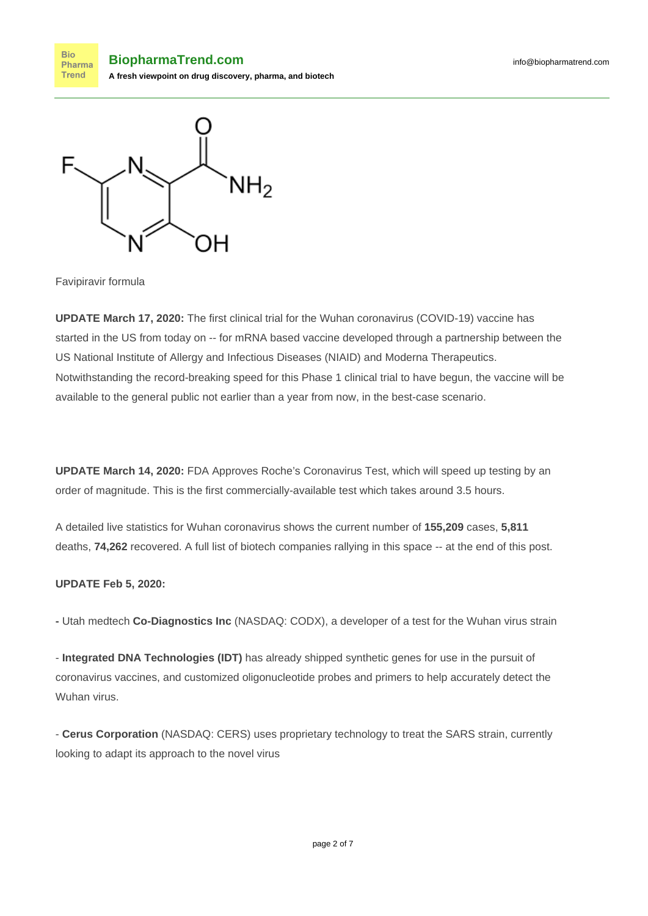Favipiravir formula

**UPDATE March 17, 2020:** The first clinical trial for the Wuhan coronavirus (COVID-19) vaccine has started in the US from today on -- for mRNA based vaccine developed through a partnership between the US National Institute of Allergy and Infectious Diseases (NIAID) and Moderna Therapeutics. Notwithstanding the record-breaking speed for this Phase 1 clinical trial to have begun, the vaccine will be available to the general public not earlier than a year from now, in the best-case scenario.

**UPDATE March 14, 2020:** FDA Approves Roche's Coronavirus Test, which will speed up testing by an order of magnitude. This is the first commercially-available test which takes around 3.5 hours.

A detailed live statistics for Wuhan coronavirus shows the current number of **155,209** cases, **5,811** deaths, **74,262** recovered. A full list of biotech companies rallying in this space -- at the end of this post.

**UPDATE Feb 5, 2020:**

**-** Utah medtech **Co-Diagnostics Inc** (NASDAQ: CODX), a developer of a test for the Wuhan virus strain

- **Integrated DNA Technologies (IDT)** has already shipped synthetic genes for use in the pursuit of coronavirus vaccines, and customized oligonucleotide probes and primers to help accurately detect the Wuhan virus.

- **Cerus Corporation** (NASDAQ: CERS) uses proprietary technology to treat the SARS strain, currently looking to adapt its approach to the novel virus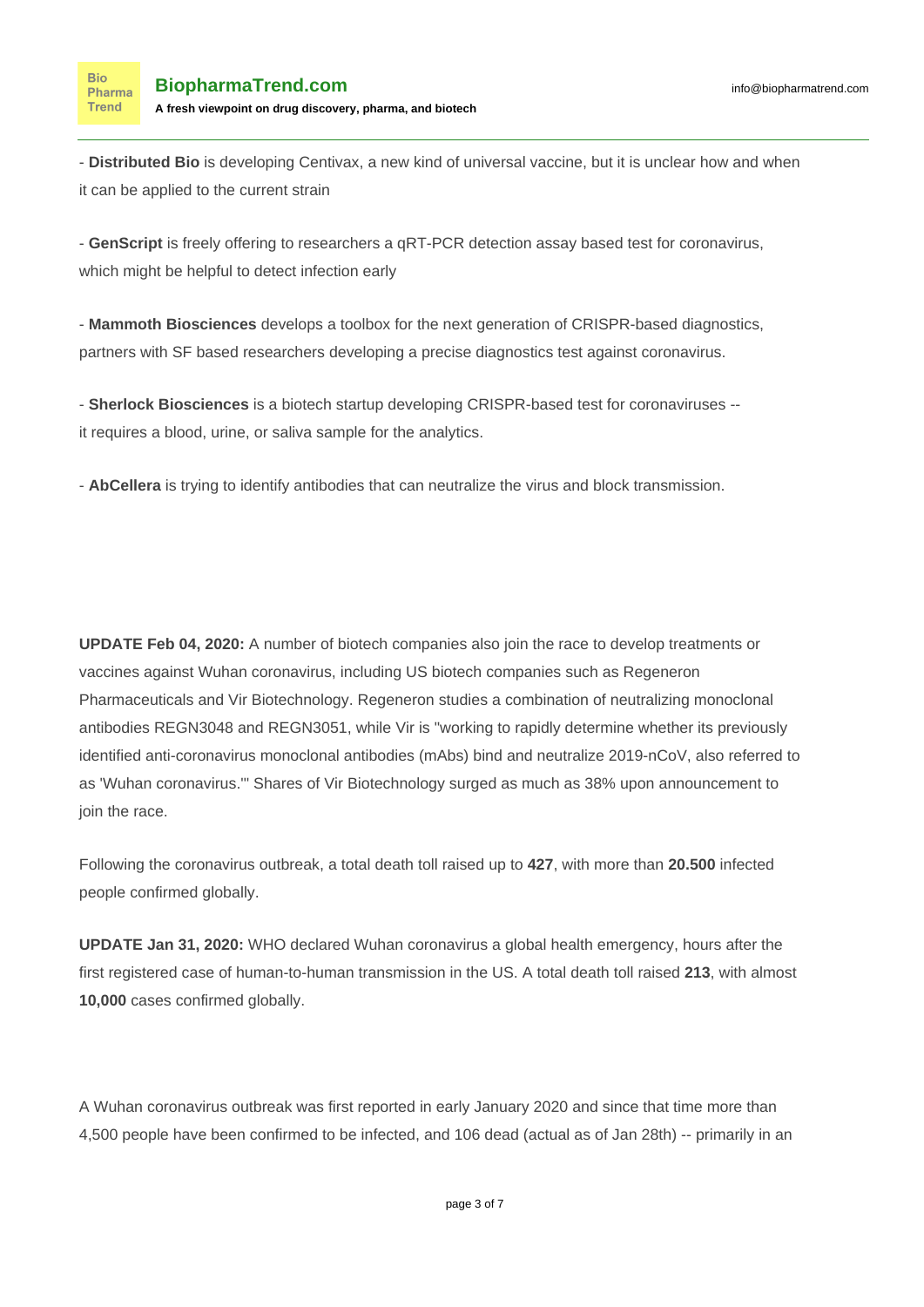- **Distributed Bio** is developing Centivax, a new kind of universal vaccine, but it is unclear how and when it can be applied to the current strain

- **GenScript** is freely offering to researchers a qRT-PCR detection assay based test for coronavirus, which might be helpful to detect infection early

- **Mammoth Biosciences** develops a toolbox for the next generation of CRISPR-based diagnostics, partners with SF based researchers developing a precise diagnostics test against coronavirus.

- **Sherlock Biosciences** is a biotech startup developing CRISPR-based test for coronaviruses -- it requires a blood, urine, or saliva sample for the analytics.

- **AbCellera** is trying to identify antibodies that can neutralize the virus and block transmission.

**UPDATE Feb 04, 2020:** A number of biotech companies also join the race to develop treatments or vaccines against Wuhan coronavirus, including US biotech companies such as Regeneron Pharmaceuticals and Vir Biotechnology. Regeneron studies a combination of neutralizing monoclonal antibodies REGN3048 and REGN3051, while Vir is "working to rapidly determine whether its previously identified anti-coronavirus monoclonal antibodies (mAbs) bind and neutralize 2019-nCoV, also referred to as 'Wuhan coronavirus.'" Shares of Vir Biotechnology surged as much as 38% upon announcement to join the race.

Following the coronavirus outbreak, a total death toll raised up to **427**, with more than **20.500** infected people confirmed globally.

**UPDATE Jan 31, 2020:** WHO declared Wuhan coronavirus a global health emergency, hours after the first registered case of human-to-human transmission in the US. A total death toll raised **213**, with almost **10,000** cases confirmed globally.

A Wuhan coronavirus outbreak was first reported in early January 2020 and since that time more than 4,500 people have been confirmed to be infected, and 106 dead (actual as of Jan 28th) -- primarily in an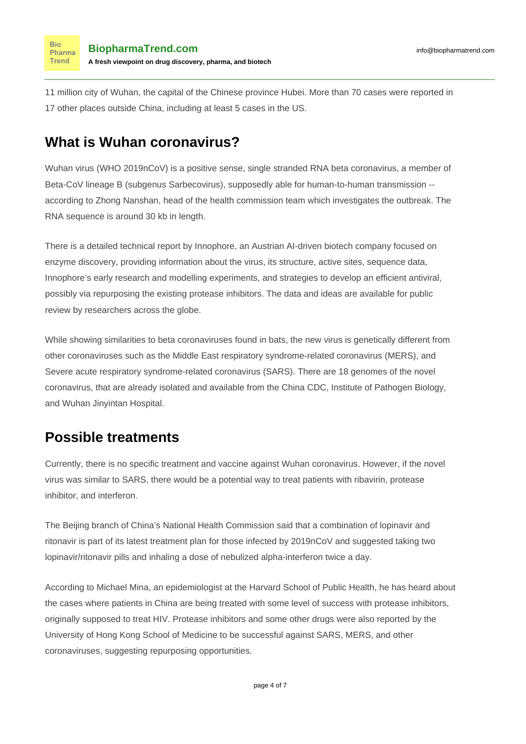11 million city of Wuhan, the capital of the Chinese province Hubei. More than 70 cases were reported in 17 other places outside China, including at least 5 cases in the US.

## What is Wuhan coronavirus?

Wuhan virus (WHO 2019nCoV) is a positive sense, single stranded RNA beta coronavirus, a member of Beta-CoV lineage B (subgenus Sarbecovirus), supposedly able for human-to-human transmission -- according to Zhong Nanshan, head of the health commission team which investigates the outbreak. The RNA sequence is around 30 kb in length.

There is a detailed technical report by Innophore, an Austrian AI-driven biotech company focused on enzyme discovery, providing information about the virus, its structure, active sites, sequence data, Innophore's early research and modelling experiments, and strategies to develop an efficient antiviral, possibly via repurposing the existing protease inhibitors. The data and ideas are available for public review by researchers across the globe.

While showing similarities to beta coronaviruses found in bats, the new virus is genetically different from other coronaviruses such as the Middle East respiratory syndrome-related coronavirus (MERS), and Severe acute respiratory syndrome-related coronavirus (SARS). There are 18 genomes of the novel coronavirus, that are already isolated and available from the China CDC, Institute of Pathogen Biology, and Wuhan Jinyintan Hospital.

## Possible treatments

Currently, there is no specific treatment and vaccine against Wuhan coronavirus. However, if the novel virus was similar to SARS, there would be a potential way to treat patients with ribavirin, protease inhibitor, and interferon.

The Beijing branch of China's National Health Commission said that a combination of lopinavir and ritonavir is part of its latest treatment plan for those infected by 2019nCoV and suggested taking two lopinavir/ritonavir pills and inhaling a dose of nebulized alpha-interferon twice a day.

According to Michael Mina, an epidemiologist at the Harvard School of Public Health, he has heard about the cases where patients in China are being treated with some level of success with protease inhibitors, originally supposed to treat HIV. Protease inhibitors and some other drugs were also reported by the University of Hong Kong School of Medicine to be successful against SARS, MERS, and other coronaviruses, suggesting repurposing opportunities.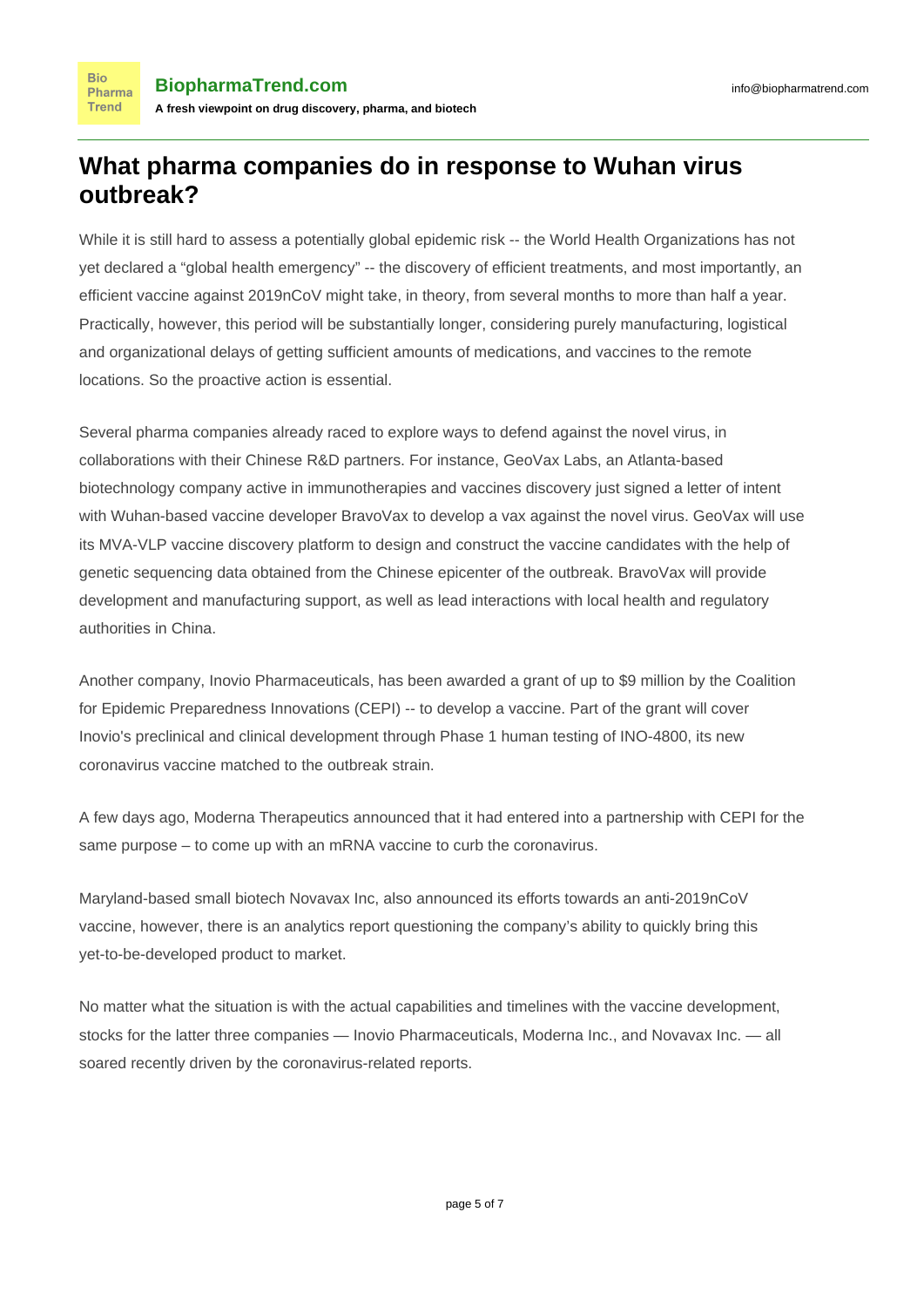# What pharma companies do in response to Wuhan virus outbreak?

While it is still hard to assess a potentially global epidemic risk -- the World Health Organizations has not yet declared a "global health emergency" -- the discovery of efficient treatments, and most importantly, an efficient vaccine against 2019nCoV might take, in theory, from several months to more than half a year. Practically, however, this period will be substantially longer, considering purely manufacturing, logistical and organizational delays of getting sufficient amounts of medications, and vaccines to the remote locations. So the proactive action is essential.

Several pharma companies already raced to explore ways to defend against the novel virus, in collaborations with their Chinese R&D partners. For instance, GeoVax Labs, an Atlanta-based biotechnology company active in immunotherapies and vaccines discovery just signed a letter of intent with Wuhan-based vaccine developer BravoVax to develop a vax against the novel virus. GeoVax will use its MVA-VLP vaccine discovery platform to design and construct the vaccine candidates with the help of genetic sequencing data obtained from the Chinese epicenter of the outbreak. BravoVax will provide development and manufacturing support, as well as lead interactions with local health and regulatory authorities in China.

Another company, Inovio Pharmaceuticals, has been awarded a grant of up to $9 million by the Coalition for Epidemic Preparedness Innovations (CEPI) -- to develop a vaccine. Part of the grant will cover Inovio's preclinical and clinical development through Phase 1 human testing of INO-4800, its new coronavirus vaccine matched to the outbreak strain.

A few days ago, Moderna Therapeutics announced that it had entered into a partnership with CEPI for the same purpose – to come up with an mRNA vaccine to curb the coronavirus.

Maryland-based small biotech Novavax Inc, also announced its efforts towards an anti-2019nCoV vaccine, however, there is an analytics report questioning the company's ability to quickly bring this yet-to-be-developed product to market.

No matter what the situation is with the actual capabilities and timelines with the vaccine development, stocks for the latter three companies — Inovio Pharmaceuticals, Moderna Inc., and Novavax Inc. — all soared recently driven by the coronavirus-related reports.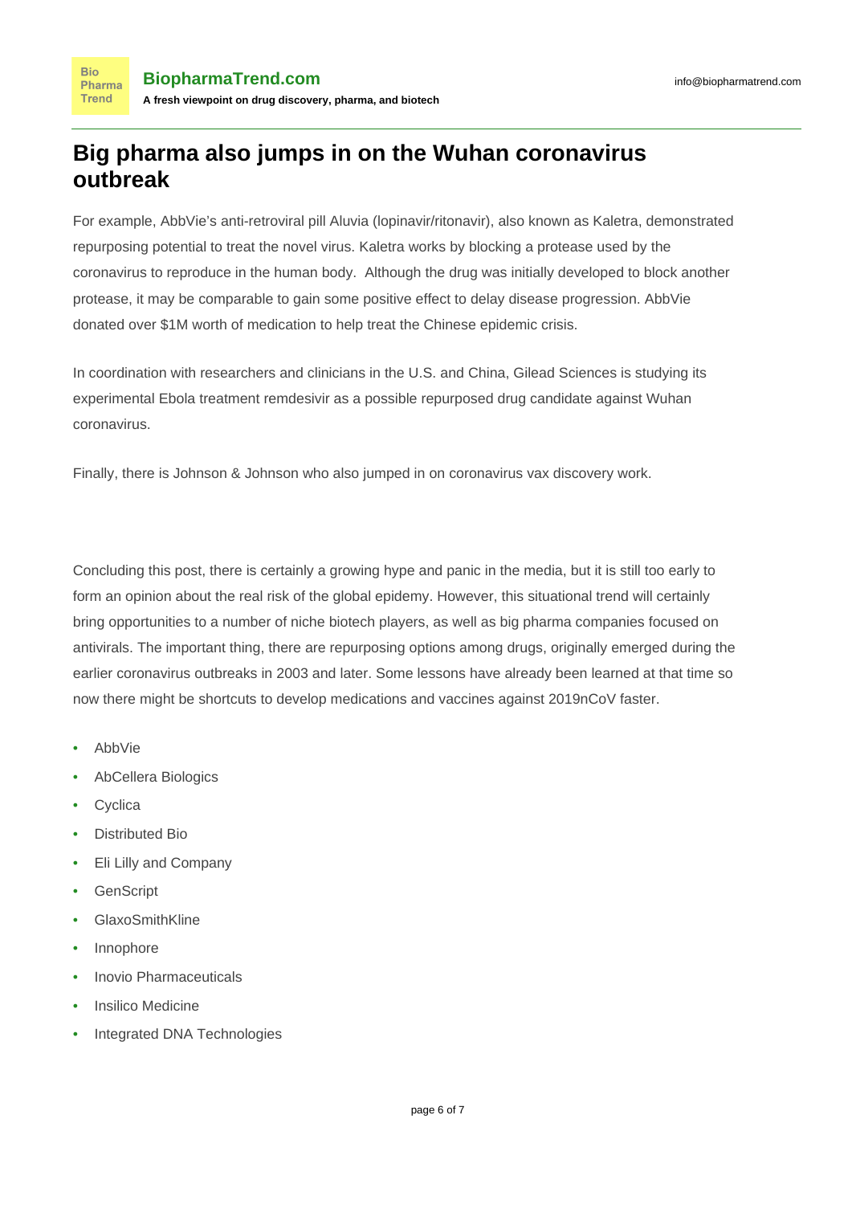# Big pharma also jumps in on the Wuhan coronavirus outbreak

For example, AbbVie's anti-retroviral pill Aluvia (lopinavir/ritonavir), also known as Kaletra, demonstrated repurposing potential to treat the novel virus. Kaletra works by blocking a protease used by the coronavirus to reproduce in the human body. Although the drug was initially developed to block another protease, it may be comparable to gain some positive effect to delay disease progression. AbbVie donated over $1M worth of medication to help treat the Chinese epidemic crisis.

In coordination with researchers and clinicians in the U.S. and China, Gilead Sciences is studying its experimental Ebola treatment remdesivir as a possible repurposed drug candidate against Wuhan coronavirus.

Finally, there is Johnson & Johnson who also jumped in on coronavirus vax discovery work.

Concluding this post, there is certainly a growing hype and panic in the media, but it is still too early to form an opinion about the real risk of the global epidemy. However, this situational trend will certainly bring opportunities to a number of niche biotech players, as well as big pharma companies focused on antivirals. The important thing, there are repurposing options among drugs, originally emerged during the earlier coronavirus outbreaks in 2003 and later. Some lessons have already been learned at that time so now there might be shortcuts to develop medications and vaccines against 2019nCoV faster.

- AbbVie
- AbCellera Biologics
- Cyclica
- Distributed Bio
- Eli Lilly and Company
- GenScript
- GlaxoSmithKline
- Innophore
- Inovio Pharmaceuticals
- Insilico Medicine
- Integrated DNA Technologies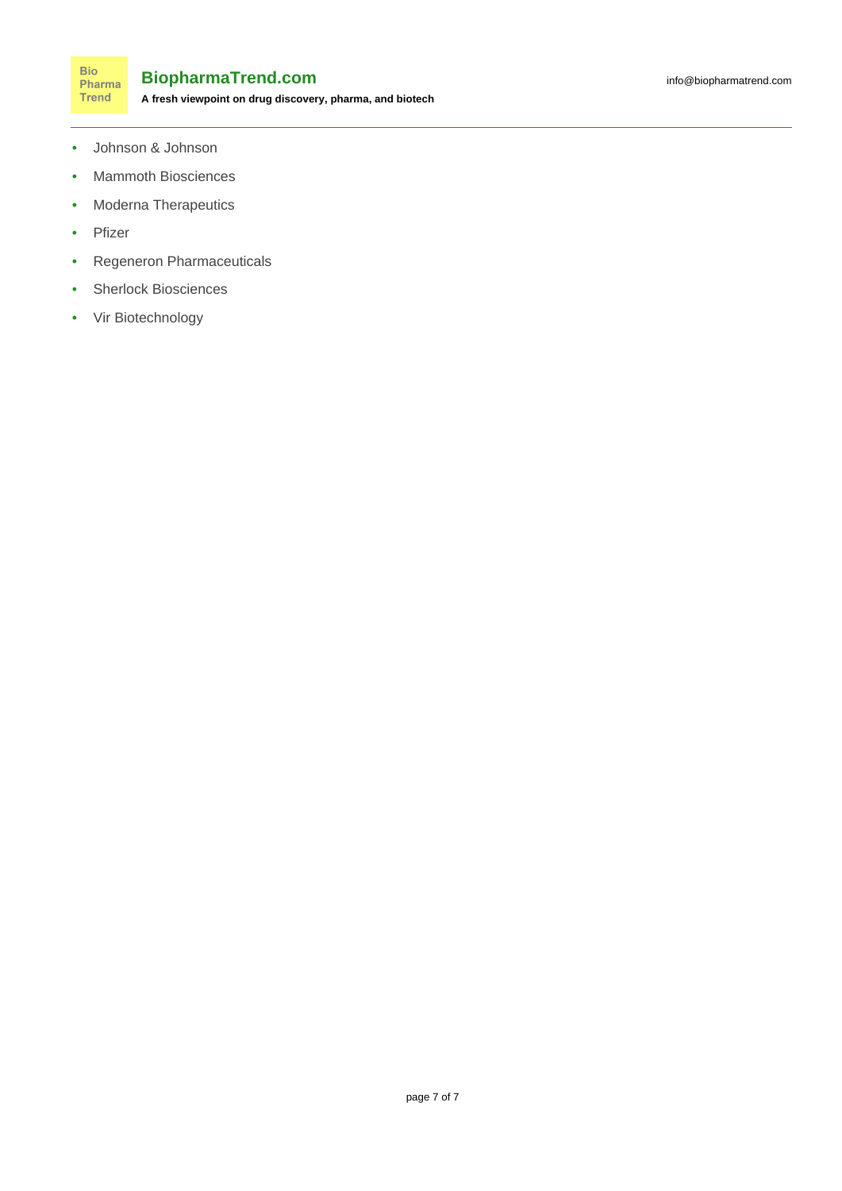- Johnson & Johnson
- Mammoth Biosciences
- Moderna Therapeutics
- Pfizer
- Regeneron Pharmaceuticals
- Sherlock Biosciences
- Vir Biotechnology